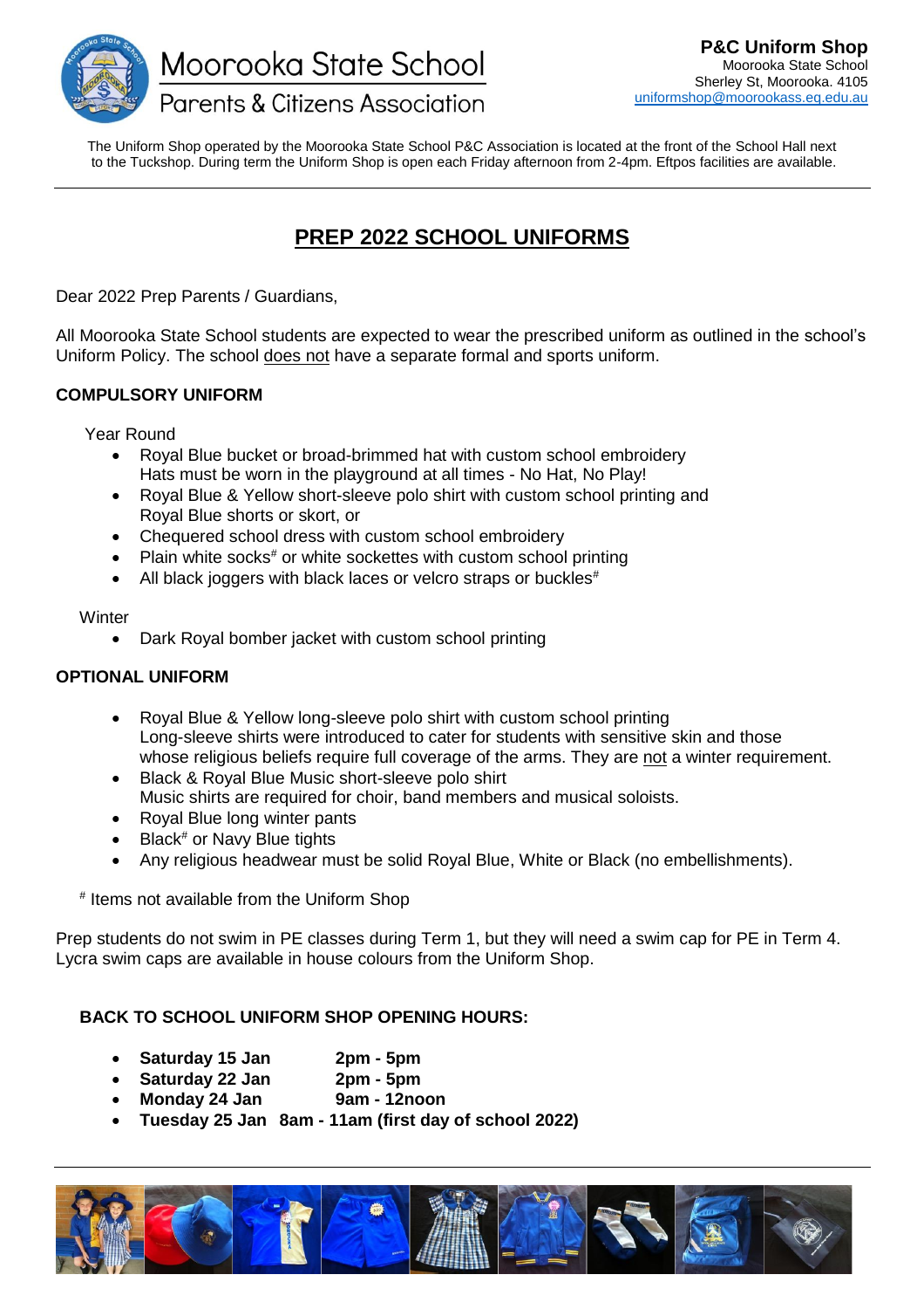Moorooka State School
Parents & Citizens Association

**P&C Uniform Shop**
Moorooka State School
Sherley St, Moorooka. 4105
uniformshop@moorookass.eq.edu.au

The Uniform Shop operated by the Moorooka State School P&C Association is located at the front of the School Hall next to the Tuckshop. During term the Uniform Shop is open each Friday afternoon from 2-4pm. Eftpos facilities are available.

# PREP 2022 SCHOOL UNIFORMS

Dear 2022 Prep Parents / Guardians,

All Moorooka State School students are expected to wear the prescribed uniform as outlined in the school's Uniform Policy. The school does not have a separate formal and sports uniform.

**COMPULSORY UNIFORM**

Year Round

- Royal Blue bucket or broad-brimmed hat with custom school embroidery
  Hats must be worn in the playground at all times - No Hat, No Play!
- Royal Blue & Yellow short-sleeve polo shirt with custom school printing and Royal Blue shorts or skort, or
- Chequered school dress with custom school embroidery
- Plain white socks# or white sockettes with custom school printing
- All black joggers with black laces or velcro straps or buckles#

Winter

- Dark Royal bomber jacket with custom school printing

**OPTIONAL UNIFORM**

- Royal Blue & Yellow long-sleeve polo shirt with custom school printing
  Long-sleeve shirts were introduced to cater for students with sensitive skin and those whose religious beliefs require full coverage of the arms. They are not a winter requirement.
- Black & Royal Blue Music short-sleeve polo shirt
  Music shirts are required for choir, band members and musical soloists.
- Royal Blue long winter pants
- Black# or Navy Blue tights
- Any religious headwear must be solid Royal Blue, White or Black (no embellishments).

# Items not available from the Uniform Shop

Prep students do not swim in PE classes during Term 1, but they will need a swim cap for PE in Term 4. Lycra swim caps are available in house colours from the Uniform Shop.

**BACK TO SCHOOL UNIFORM SHOP OPENING HOURS:**

- **Saturday 15 Jan 2pm - 5pm**
- **Saturday 22 Jan 2pm - 5pm**
- **Monday 24 Jan 9am - 12noon**
- **Tuesday 25 Jan 8am - 11am (first day of school 2022)**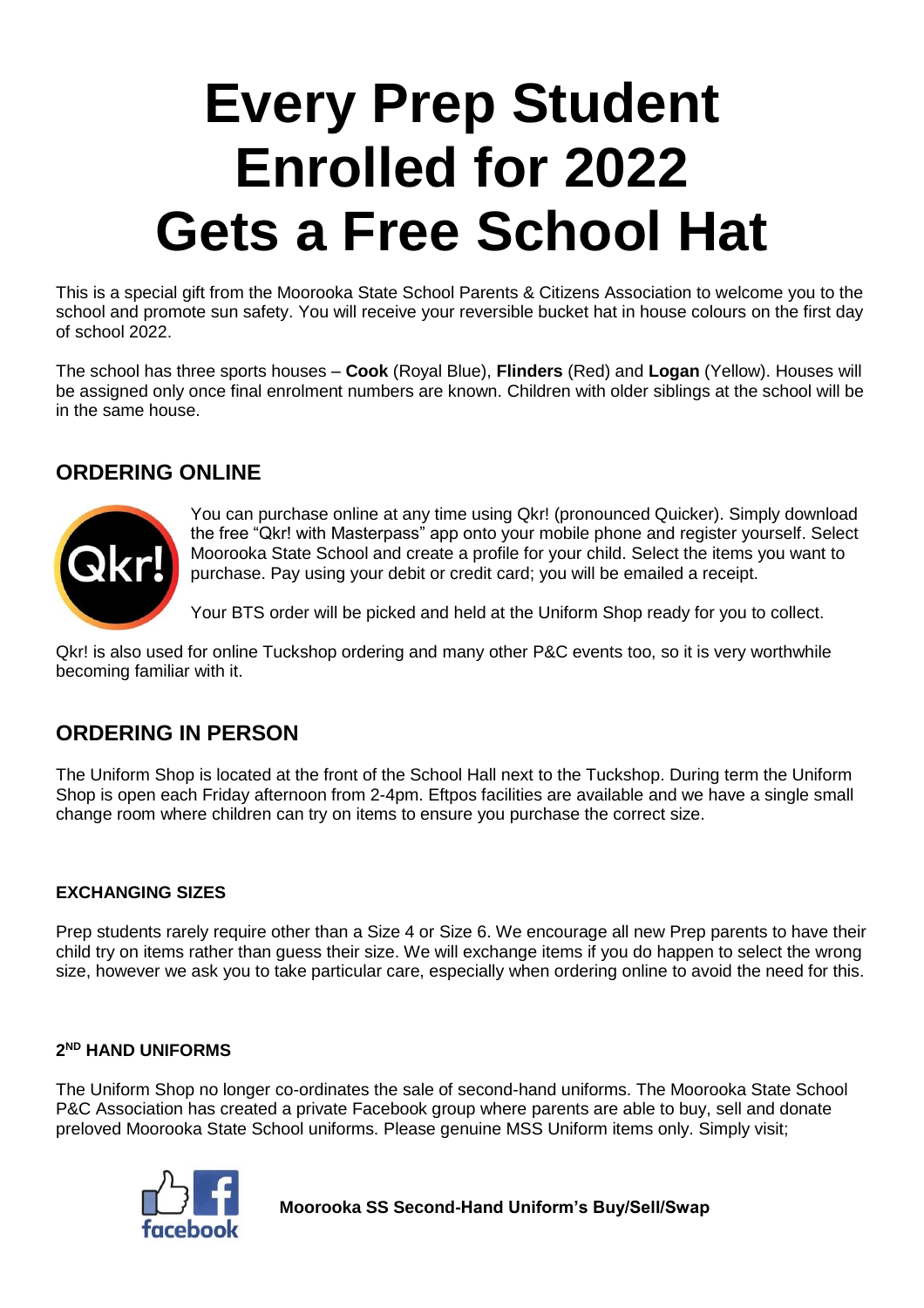# Every Prep Student Enrolled for 2022 Gets a Free School Hat

This is a special gift from the Moorooka State School Parents & Citizens Association to welcome you to the school and promote sun safety. You will receive your reversible bucket hat in house colours on the first day of school 2022.

The school has three sports houses – **Cook** (Royal Blue), **Flinders** (Red) and **Logan** (Yellow). Houses will be assigned only once final enrolment numbers are known. Children with older siblings at the school will be in the same house.

## ORDERING ONLINE

You can purchase online at any time using Qkr! (pronounced Quicker). Simply download the free "Qkr! with Masterpass" app onto your mobile phone and register yourself. Select Moorooka State School and create a profile for your child. Select the items you want to purchase. Pay using your debit or credit card; you will be emailed a receipt.

Your BTS order will be picked and held at the Uniform Shop ready for you to collect.

Qkr! is also used for online Tuckshop ordering and many other P&C events too, so it is very worthwhile becoming familiar with it.

## ORDERING IN PERSON

The Uniform Shop is located at the front of the School Hall next to the Tuckshop. During term the Uniform Shop is open each Friday afternoon from 2-4pm. Eftpos facilities are available and we have a single small change room where children can try on items to ensure you purchase the correct size.

#### EXCHANGING SIZES

Prep students rarely require other than a Size 4 or Size 6. We encourage all new Prep parents to have their child try on items rather than guess their size. We will exchange items if you do happen to select the wrong size, however we ask you to take particular care, especially when ordering online to avoid the need for this.

#### 2ND HAND UNIFORMS

The Uniform Shop no longer co-ordinates the sale of second-hand uniforms. The Moorooka State School P&C Association has created a private Facebook group where parents are able to buy, sell and donate preloved Moorooka State School uniforms. Please genuine MSS Uniform items only. Simply visit;

**Moorooka SS Second-Hand Uniform's Buy/Sell/Swap**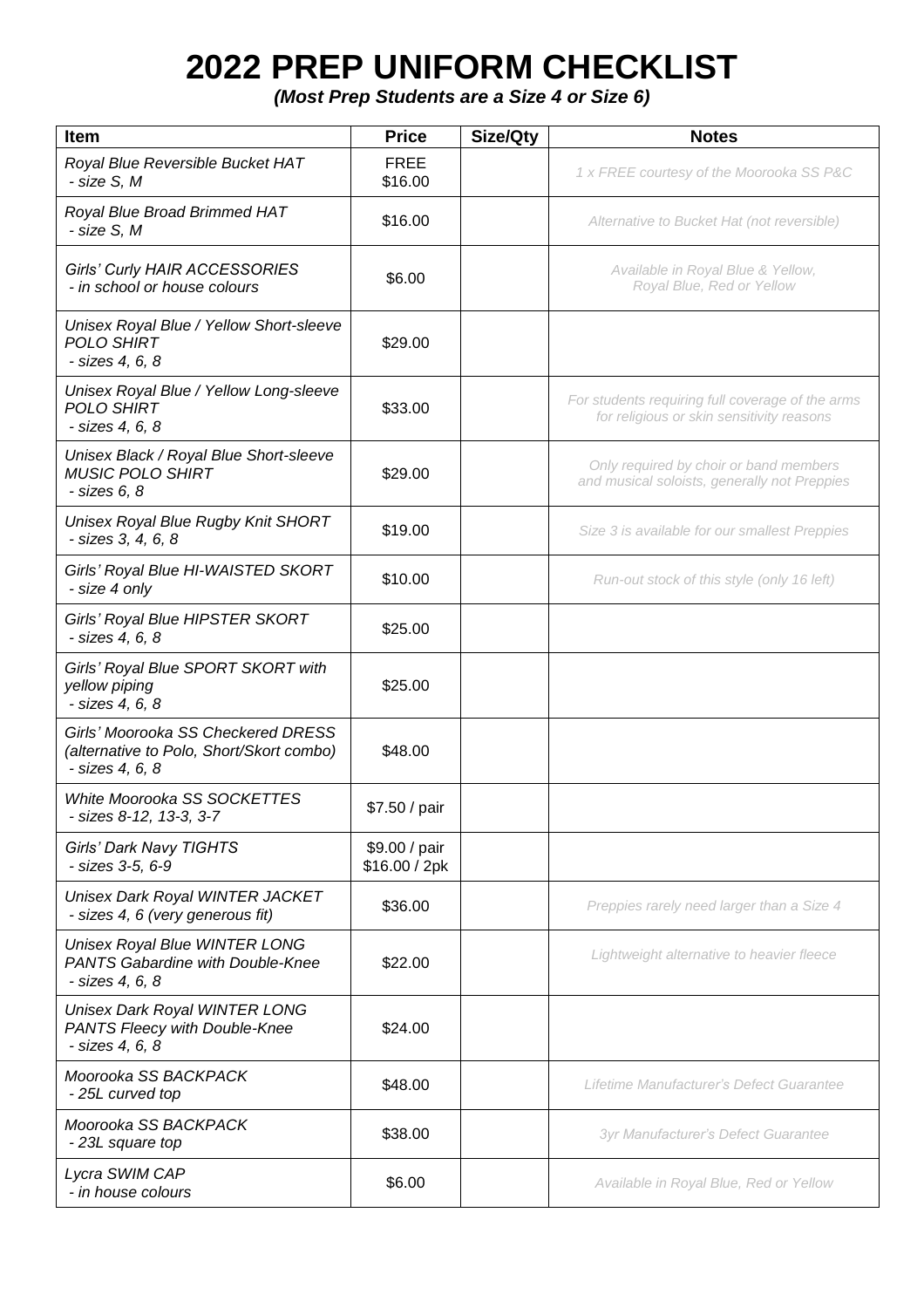# 2022 PREP UNIFORM CHECKLIST

***(Most Prep Students are a Size 4 or Size 6)***

| Item | Price | Size/Qty | Notes |
|---|---|---|---|
| *Royal Blue Reversible Bucket HAT - size S, M* | FREE $16.00 | | *1 x FREE courtesy of the Moorooka SS P&C* |
| *Royal Blue Broad Brimmed HAT - size S, M* | $16.00 | | *Alternative to Bucket Hat (not reversible)* |
| *Girls' Curly HAIR ACCESSORIES - in school or house colours* | $6.00 | | *Available in Royal Blue & Yellow, Royal Blue, Red or Yellow* |
| *Unisex Royal Blue / Yellow Short-sleeve POLO SHIRT - sizes 4, 6, 8* | $29.00 | | |
| *Unisex Royal Blue / Yellow Long-sleeve POLO SHIRT - sizes 4, 6, 8* | $33.00 | | *For students requiring full coverage of the arms for religious or skin sensitivity reasons* |
| *Unisex Black / Royal Blue Short-sleeve MUSIC POLO SHIRT - sizes 6, 8* | $29.00 | | *Only required by choir or band members and musical soloists, generally not Preppies* |
| *Unisex Royal Blue Rugby Knit SHORT - sizes 3, 4, 6, 8* | $19.00 | | *Size 3 is available for our smallest Preppies* |
| *Girls' Royal Blue HI-WAISTED SKORT - size 4 only* | $10.00 | | *Run-out stock of this style (only 16 left)* |
| *Girls' Royal Blue HIPSTER SKORT - sizes 4, 6, 8* | $25.00 | | |
| *Girls' Royal Blue SPORT SKORT with yellow piping - sizes 4, 6, 8* | $25.00 | | |
| *Girls' Moorooka SS Checkered DRESS (alternative to Polo, Short/Skort combo) - sizes 4, 6, 8* | $48.00 | | |
| *White Moorooka SS SOCKETTES - sizes 8-12, 13-3, 3-7* | $7.50 / pair | | |
| *Girls' Dark Navy TIGHTS - sizes 3-5, 6-9* | $9.00 / pair $16.00 / 2pk | | |
| *Unisex Dark Royal WINTER JACKET - sizes 4, 6 (very generous fit)* | $36.00 | | *Preppies rarely need larger than a Size 4* |
| *Unisex Royal Blue WINTER LONG PANTS Gabardine with Double-Knee - sizes 4, 6, 8* | $22.00 | | *Lightweight alternative to heavier fleece* |
| *Unisex Dark Royal WINTER LONG PANTS Fleecy with Double-Knee - sizes 4, 6, 8* | $24.00 | | |
| *Moorooka SS BACKPACK - 25L curved top* | $48.00 | | *Lifetime Manufacturer's Defect Guarantee* |
| *Moorooka SS BACKPACK - 23L square top* | $38.00 | | *3yr Manufacturer's Defect Guarantee* |
| *Lycra SWIM CAP - in house colours* | $6.00 | | *Available in Royal Blue, Red or Yellow* |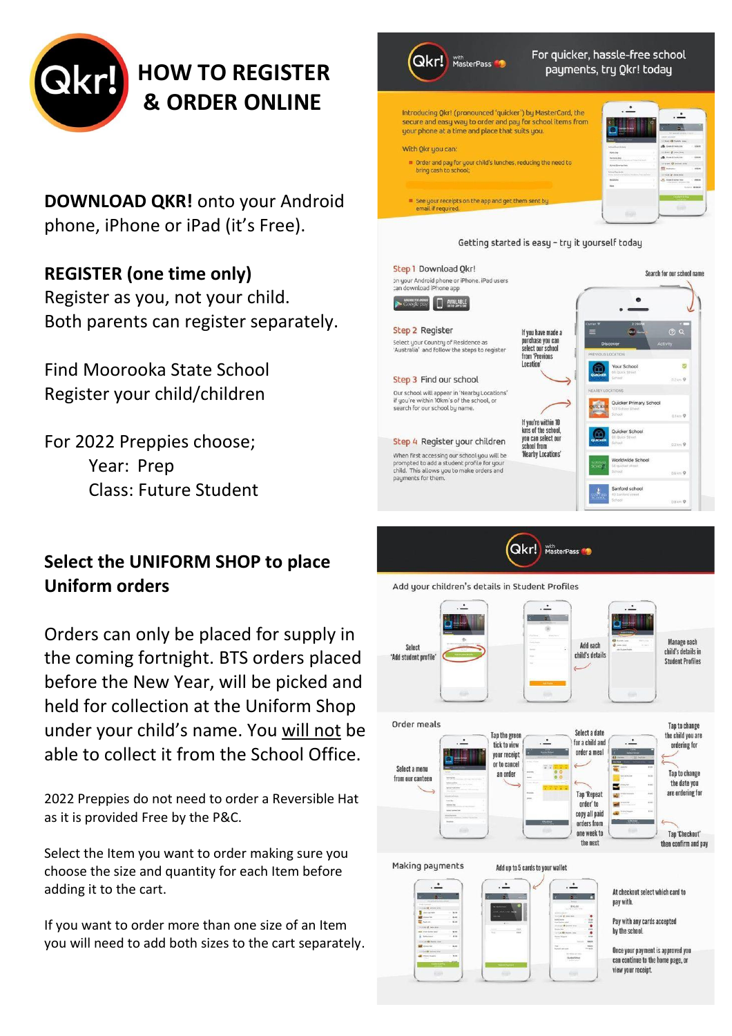# HOW TO REGISTER & ORDER ONLINE

**DOWNLOAD QKR!** onto your Android phone, iPhone or iPad (it's Free).

**REGISTER (one time only)**
Register as you, not your child.
Both parents can register separately.

Find Moorooka State School
Register your child/children

For 2022 Preppies choose;
Year: Prep
Class: Future Student

## Select the UNIFORM SHOP to place Uniform orders

Orders can only be placed for supply in the coming fortnight. BTS orders placed before the New Year, will be picked and held for collection at the Uniform Shop under your child's name. You will not be able to collect it from the School Office.

2022 Preppies do not need to order a Reversible Hat as it is provided Free by the P&C.

Select the Item you want to order making sure you choose the size and quantity for each Item before adding it to the cart.

If you want to order more than one size of an Item you will need to add both sizes to the cart separately.

Qkr! with MasterPass

For quicker, hassle-free school payments, try Qkr! today

Introducing Qkr! (pronounced 'quicker') by MasterCard, the secure and easy way to order and pay for school items from your phone at a time and place that suits you.

With Qkr you can:

- Order and pay for your child's lunches, reducing the need to bring cash to school;
- See your receipts on the app and get them sent by email if required.

Getting started is easy – try it yourself today

Step 1 Download Qkr!
on your Android phone or iPhone. iPad users can download iPhone app

Step 2 Register
Select your Country of Residence as 'Australia' and follow the steps to register

Step 3 Find our school
Our school will appear in 'Nearby Locations' if you're within 10km's of the school, or search for our school by name.

Step 4 Register your children
When first accessing our school you will be prompted to add a student profile for your child. This allows you to make orders and payments for them.

If you have made a purchase you can select our school from 'Previous Location'

If you're within 10 kms of the school, you can select our school from 'Nearby Locations'

Search for our school name

Qkr! with MasterPass

Add your children's details in Student Profiles

Select 'Add student profile'

Add each child's details

Manage each child's details in Student Profiles

Order meals

Select a menu from our canteen

Tap the green tick to view your receipt or to cancel an order

Select a date for a child and order a meal

Tap 'Repeat order' to copy all paid orders from one week to the next

Tap to change the child you are ordering for

Tap to change the date you are ordering for

Tap 'Checkout' then confirm and pay

Making payments

Add up to 5 cards to your wallet

At checkout select which card to pay with.

Pay with any cards accepted by the school.

Once your payment is approved you can continue to the home page, or view your receipt.